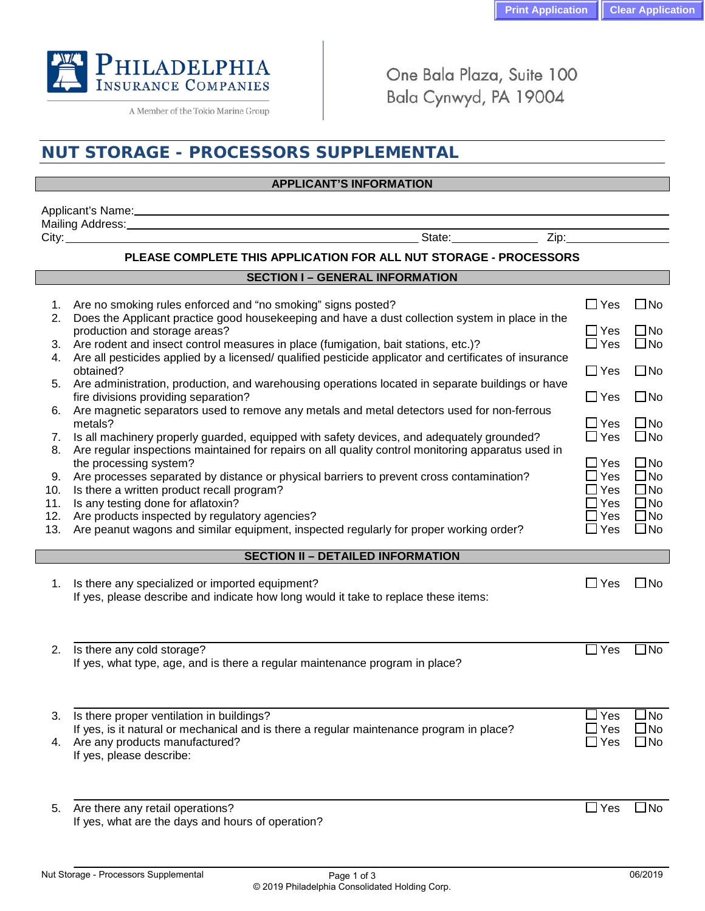Print Application | Clear Application

**PHILADELPHIA INSURANCE COMPANIES**
A Member of the Tokio Marine Group

One Bala Plaza, Suite 100
Bala Cynwyd, PA 19004

# NUT STORAGE - PROCESSORS SUPPLEMENTAL

## APPLICANT'S INFORMATION

Applicant's Name: ____________________
Mailing Address: ____________________
City: ____________________ State: __________ Zip: __________

**PLEASE COMPLETE THIS APPLICATION FOR ALL NUT STORAGE - PROCESSORS**

## SECTION I – GENERAL INFORMATION

1. Are no smoking rules enforced and "no smoking" signs posted? ☐ Yes ☐ No
2. Does the Applicant practice good housekeeping and have a dust collection system in place in the production and storage areas? ☐ Yes ☐ No
3. Are rodent and insect control measures in place (fumigation, bait stations, etc.)? ☐ Yes ☐ No
4. Are all pesticides applied by a licensed/ qualified pesticide applicator and certificates of insurance obtained? ☐ Yes ☐ No
5. Are administration, production, and warehousing operations located in separate buildings or have fire divisions providing separation? ☐ Yes ☐ No
6. Are magnetic separators used to remove any metals and metal detectors used for non-ferrous metals? ☐ Yes ☐ No
7. Is all machinery properly guarded, equipped with safety devices, and adequately grounded? ☐ Yes ☐ No
8. Are regular inspections maintained for repairs on all quality control monitoring apparatus used in the processing system? ☐ Yes ☐ No
9. Are processes separated by distance or physical barriers to prevent cross contamination? ☐ Yes ☐ No
10. Is there a written product recall program? ☐ Yes ☐ No
11. Is any testing done for aflatoxin? ☐ Yes ☐ No
12. Are products inspected by regulatory agencies? ☐ Yes ☐ No
13. Are peanut wagons and similar equipment, inspected regularly for proper working order? ☐ Yes ☐ No

## SECTION II – DETAILED INFORMATION

1. Is there any specialized or imported equipment? ☐ Yes ☐ No
   If yes, please describe and indicate how long would it take to replace these items:

   ____________________

2. Is there any cold storage? ☐ Yes ☐ No
   If yes, what type, age, and is there a regular maintenance program in place?

   ____________________

3. Is there proper ventilation in buildings? ☐ Yes ☐ No
   If yes, is it natural or mechanical and is there a regular maintenance program in place? ☐ Yes ☐ No
4. Are any products manufactured? ☐ Yes ☐ No
   If yes, please describe:

   ____________________

5. Are there any retail operations? ☐ Yes ☐ No
   If yes, what are the days and hours of operation?

   ____________________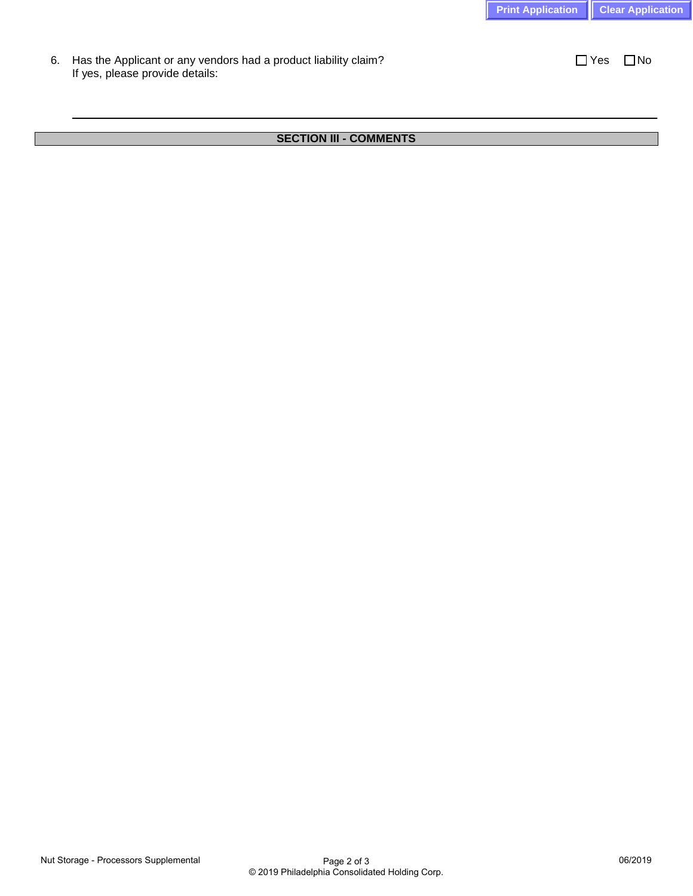6. Has the Applicant or any vendors had a product liability claim? ☐ Yes ☐ No
   If yes, please provide details:

   ______________________________________________________________________________

## SECTION III - COMMENTS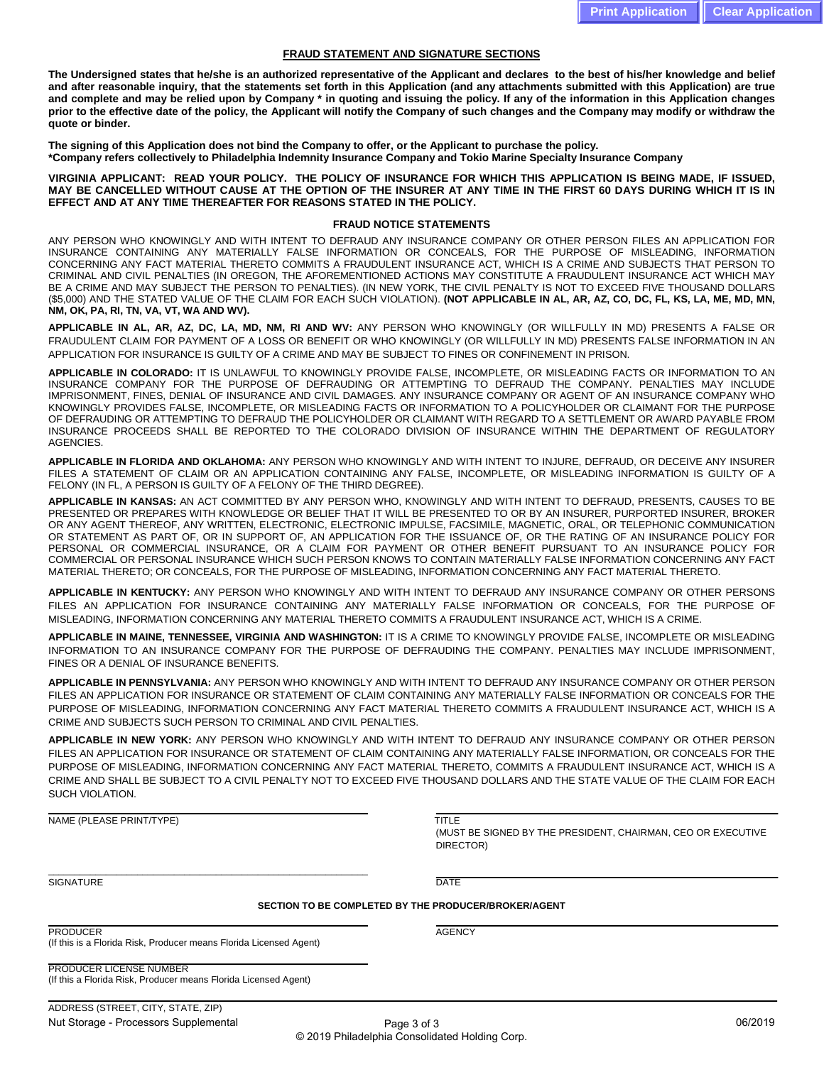## FRAUD STATEMENT AND SIGNATURE SECTIONS

**The Undersigned states that he/she is an authorized representative of the Applicant and declares to the best of his/her knowledge and belief and after reasonable inquiry, that the statements set forth in this Application (and any attachments submitted with this Application) are true and complete and may be relied upon by Company * in quoting and issuing the policy. If any of the information in this Application changes prior to the effective date of the policy, the Applicant will notify the Company of such changes and the Company may modify or withdraw the quote or binder.**

**The signing of this Application does not bind the Company to offer, or the Applicant to purchase the policy.**
**\*Company refers collectively to Philadelphia Indemnity Insurance Company and Tokio Marine Specialty Insurance Company**

**VIRGINIA APPLICANT: READ YOUR POLICY. THE POLICY OF INSURANCE FOR WHICH THIS APPLICATION IS BEING MADE, IF ISSUED, MAY BE CANCELLED WITHOUT CAUSE AT THE OPTION OF THE INSURER AT ANY TIME IN THE FIRST 60 DAYS DURING WHICH IT IS IN EFFECT AND AT ANY TIME THEREAFTER FOR REASONS STATED IN THE POLICY.**

### FRAUD NOTICE STATEMENTS

ANY PERSON WHO KNOWINGLY AND WITH INTENT TO DEFRAUD ANY INSURANCE COMPANY OR OTHER PERSON FILES AN APPLICATION FOR INSURANCE CONTAINING ANY MATERIALLY FALSE INFORMATION OR CONCEALS, FOR THE PURPOSE OF MISLEADING, INFORMATION CONCERNING ANY FACT MATERIAL THERETO COMMITS A FRAUDULENT INSURANCE ACT, WHICH IS A CRIME AND SUBJECTS THAT PERSON TO CRIMINAL AND CIVIL PENALTIES (IN OREGON, THE AFOREMENTIONED ACTIONS MAY CONSTITUTE A FRAUDULENT INSURANCE ACT WHICH MAY BE A CRIME AND MAY SUBJECT THE PERSON TO PENALTIES). (IN NEW YORK, THE CIVIL PENALTY IS NOT TO EXCEED FIVE THOUSAND DOLLARS ($5,000) AND THE STATED VALUE OF THE CLAIM FOR EACH SUCH VIOLATION). **(NOT APPLICABLE IN AL, AR, AZ, CO, DC, FL, KS, LA, ME, MD, MN, NM, OK, PA, RI, TN, VA, VT, WA AND WV).**

**APPLICABLE IN AL, AR, AZ, DC, LA, MD, NM, RI AND WV:** ANY PERSON WHO KNOWINGLY (OR WILLFULLY IN MD) PRESENTS A FALSE OR FRAUDULENT CLAIM FOR PAYMENT OF A LOSS OR BENEFIT OR WHO KNOWINGLY (OR WILLFULLY IN MD) PRESENTS FALSE INFORMATION IN AN APPLICATION FOR INSURANCE IS GUILTY OF A CRIME AND MAY BE SUBJECT TO FINES OR CONFINEMENT IN PRISON.

**APPLICABLE IN COLORADO:** IT IS UNLAWFUL TO KNOWINGLY PROVIDE FALSE, INCOMPLETE, OR MISLEADING FACTS OR INFORMATION TO AN INSURANCE COMPANY FOR THE PURPOSE OF DEFRAUDING OR ATTEMPTING TO DEFRAUD THE COMPANY. PENALTIES MAY INCLUDE IMPRISONMENT, FINES, DENIAL OF INSURANCE AND CIVIL DAMAGES. ANY INSURANCE COMPANY OR AGENT OF AN INSURANCE COMPANY WHO KNOWINGLY PROVIDES FALSE, INCOMPLETE, OR MISLEADING FACTS OR INFORMATION TO A POLICYHOLDER OR CLAIMANT FOR THE PURPOSE OF DEFRAUDING OR ATTEMPTING TO DEFRAUD THE POLICYHOLDER OR CLAIMANT WITH REGARD TO A SETTLEMENT OR AWARD PAYABLE FROM INSURANCE PROCEEDS SHALL BE REPORTED TO THE COLORADO DIVISION OF INSURANCE WITHIN THE DEPARTMENT OF REGULATORY AGENCIES.

**APPLICABLE IN FLORIDA AND OKLAHOMA:** ANY PERSON WHO KNOWINGLY AND WITH INTENT TO INJURE, DEFRAUD, OR DECEIVE ANY INSURER FILES A STATEMENT OF CLAIM OR AN APPLICATION CONTAINING ANY FALSE, INCOMPLETE, OR MISLEADING INFORMATION IS GUILTY OF A FELONY (IN FL, A PERSON IS GUILTY OF A FELONY OF THE THIRD DEGREE).

**APPLICABLE IN KANSAS:** AN ACT COMMITTED BY ANY PERSON WHO, KNOWINGLY AND WITH INTENT TO DEFRAUD, PRESENTS, CAUSES TO BE PRESENTED OR PREPARES WITH KNOWLEDGE OR BELIEF THAT IT WILL BE PRESENTED TO OR BY AN INSURER, PURPORTED INSURER, BROKER OR ANY AGENT THEREOF, ANY WRITTEN, ELECTRONIC, ELECTRONIC IMPULSE, FACSIMILE, MAGNETIC, ORAL, OR TELEPHONIC COMMUNICATION OR STATEMENT AS PART OF, OR IN SUPPORT OF, AN APPLICATION FOR THE ISSUANCE OF, OR THE RATING OF AN INSURANCE POLICY FOR PERSONAL OR COMMERCIAL INSURANCE, OR A CLAIM FOR PAYMENT OR OTHER BENEFIT PURSUANT TO AN INSURANCE POLICY FOR COMMERCIAL OR PERSONAL INSURANCE WHICH SUCH PERSON KNOWS TO CONTAIN MATERIALLY FALSE INFORMATION CONCERNING ANY FACT MATERIAL THERETO; OR CONCEALS, FOR THE PURPOSE OF MISLEADING, INFORMATION CONCERNING ANY FACT MATERIAL THERETO.

**APPLICABLE IN KENTUCKY:** ANY PERSON WHO KNOWINGLY AND WITH INTENT TO DEFRAUD ANY INSURANCE COMPANY OR OTHER PERSONS FILES AN APPLICATION FOR INSURANCE CONTAINING ANY MATERIALLY FALSE INFORMATION OR CONCEALS, FOR THE PURPOSE OF MISLEADING, INFORMATION CONCERNING ANY MATERIAL THERETO COMMITS A FRAUDULENT INSURANCE ACT, WHICH IS A CRIME.

**APPLICABLE IN MAINE, TENNESSEE, VIRGINIA AND WASHINGTON:** IT IS A CRIME TO KNOWINGLY PROVIDE FALSE, INCOMPLETE OR MISLEADING INFORMATION TO AN INSURANCE COMPANY FOR THE PURPOSE OF DEFRAUDING THE COMPANY. PENALTIES MAY INCLUDE IMPRISONMENT, FINES OR A DENIAL OF INSURANCE BENEFITS.

**APPLICABLE IN PENNSYLVANIA:** ANY PERSON WHO KNOWINGLY AND WITH INTENT TO DEFRAUD ANY INSURANCE COMPANY OR OTHER PERSON FILES AN APPLICATION FOR INSURANCE OR STATEMENT OF CLAIM CONTAINING ANY MATERIALLY FALSE INFORMATION OR CONCEALS FOR THE PURPOSE OF MISLEADING, INFORMATION CONCERNING ANY FACT MATERIAL THERETO COMMITS A FRAUDULENT INSURANCE ACT, WHICH IS A CRIME AND SUBJECTS SUCH PERSON TO CRIMINAL AND CIVIL PENALTIES.

**APPLICABLE IN NEW YORK:** ANY PERSON WHO KNOWINGLY AND WITH INTENT TO DEFRAUD ANY INSURANCE COMPANY OR OTHER PERSON FILES AN APPLICATION FOR INSURANCE OR STATEMENT OF CLAIM CONTAINING ANY MATERIALLY FALSE INFORMATION, OR CONCEALS FOR THE PURPOSE OF MISLEADING, INFORMATION CONCERNING ANY FACT MATERIAL THERETO, COMMITS A FRAUDULENT INSURANCE ACT, WHICH IS A CRIME AND SHALL BE SUBJECT TO A CIVIL PENALTY NOT TO EXCEED FIVE THOUSAND DOLLARS AND THE STATE VALUE OF THE CLAIM FOR EACH SUCH VIOLATION.

NAME (PLEASE PRINT/TYPE) ______________________

TITLE ______________________
(MUST BE SIGNED BY THE PRESIDENT, CHAIRMAN, CEO OR EXECUTIVE DIRECTOR)

SIGNATURE ______________________

DATE ______________________

**SECTION TO BE COMPLETED BY THE PRODUCER/BROKER/AGENT**

PRODUCER ______________________
(If this is a Florida Risk, Producer means Florida Licensed Agent)

AGENCY ______________________

PRODUCER LICENSE NUMBER ______________________
(If this a Florida Risk, Producer means Florida Licensed Agent)

ADDRESS (STREET, CITY, STATE, ZIP) ______________________

Nut Storage - Processors Supplemental

© 2019 Philadelphia Consolidated Holding Corp.

06/2019